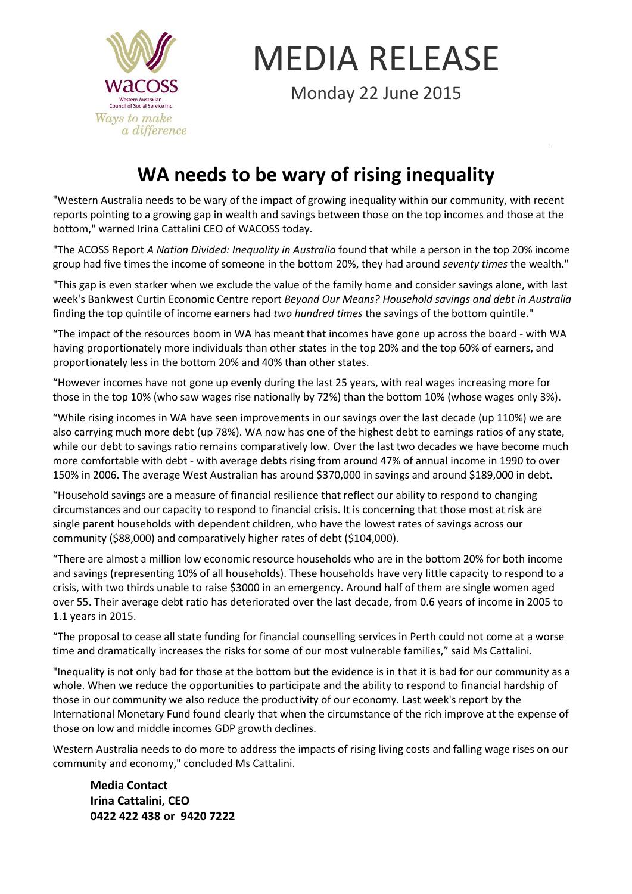# MEDIA RELEASE

Monday 22 June 2015

## WA needs to be wary of rising inequality

"Western Australia needs to be wary of the impact of growing inequality within our community, with recent reports pointing to a growing gap in wealth and savings between those on the top incomes and those at the bottom," warned Irina Cattalini CEO of WACOSS today.

"The ACOSS Report *A Nation Divided: Inequality in Australia* found that while a person in the top 20% income group had five times the income of someone in the bottom 20%, they had around *seventy times* the wealth."

"This gap is even starker when we exclude the value of the family home and consider savings alone, with last week's Bankwest Curtin Economic Centre report *Beyond Our Means? Household savings and debt in Australia* finding the top quintile of income earners had *two hundred times* the savings of the bottom quintile."

"The impact of the resources boom in WA has meant that incomes have gone up across the board - with WA having proportionately more individuals than other states in the top 20% and the top 60% of earners, and proportionately less in the bottom 20% and 40% than other states.

"However incomes have not gone up evenly during the last 25 years, with real wages increasing more for those in the top 10% (who saw wages rise nationally by 72%) than the bottom 10% (whose wages only 3%).

"While rising incomes in WA have seen improvements in our savings over the last decade (up 110%) we are also carrying much more debt (up 78%). WA now has one of the highest debt to earnings ratios of any state, while our debt to savings ratio remains comparatively low. Over the last two decades we have become much more comfortable with debt - with average debts rising from around 47% of annual income in 1990 to over 150% in 2006. The average West Australian has around $370,000 in savings and around $189,000 in debt.

"Household savings are a measure of financial resilience that reflect our ability to respond to changing circumstances and our capacity to respond to financial crisis. It is concerning that those most at risk are single parent households with dependent children, who have the lowest rates of savings across our community ($88,000) and comparatively higher rates of debt ($104,000).

"There are almost a million low economic resource households who are in the bottom 20% for both income and savings (representing 10% of all households). These households have very little capacity to respond to a crisis, with two thirds unable to raise $3000 in an emergency. Around half of them are single women aged over 55. Their average debt ratio has deteriorated over the last decade, from 0.6 years of income in 2005 to 1.1 years in 2015.

"The proposal to cease all state funding for financial counselling services in Perth could not come at a worse time and dramatically increases the risks for some of our most vulnerable families," said Ms Cattalini.

"Inequality is not only bad for those at the bottom but the evidence is in that it is bad for our community as a whole. When we reduce the opportunities to participate and the ability to respond to financial hardship of those in our community we also reduce the productivity of our economy. Last week's report by the International Monetary Fund found clearly that when the circumstance of the rich improve at the expense of those on low and middle incomes GDP growth declines.

Western Australia needs to do more to address the impacts of rising living costs and falling wage rises on our community and economy," concluded Ms Cattalini.

**Media Contact**
**Irina Cattalini, CEO**
**0422 422 438 or 9420 7222**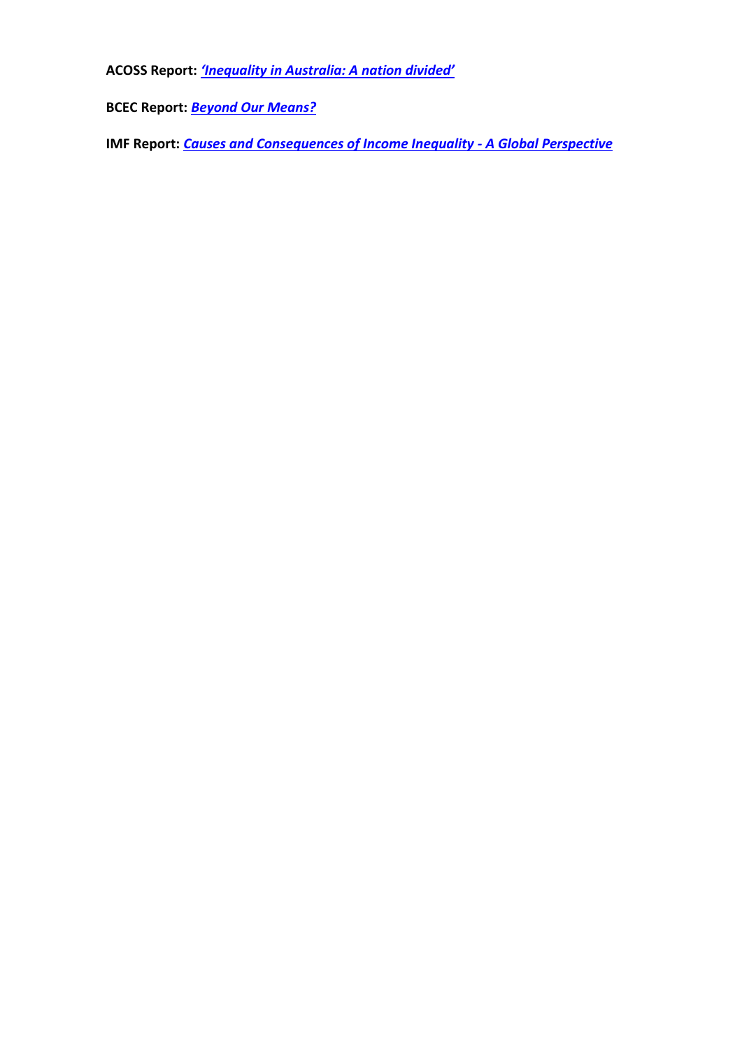**ACOSS Report:** ***'Inequality in Australia: A nation divided'***

**BCEC Report:** ***Beyond Our Means?***

**IMF Report:** ***Causes and Consequences of Income Inequality - A Global Perspective***